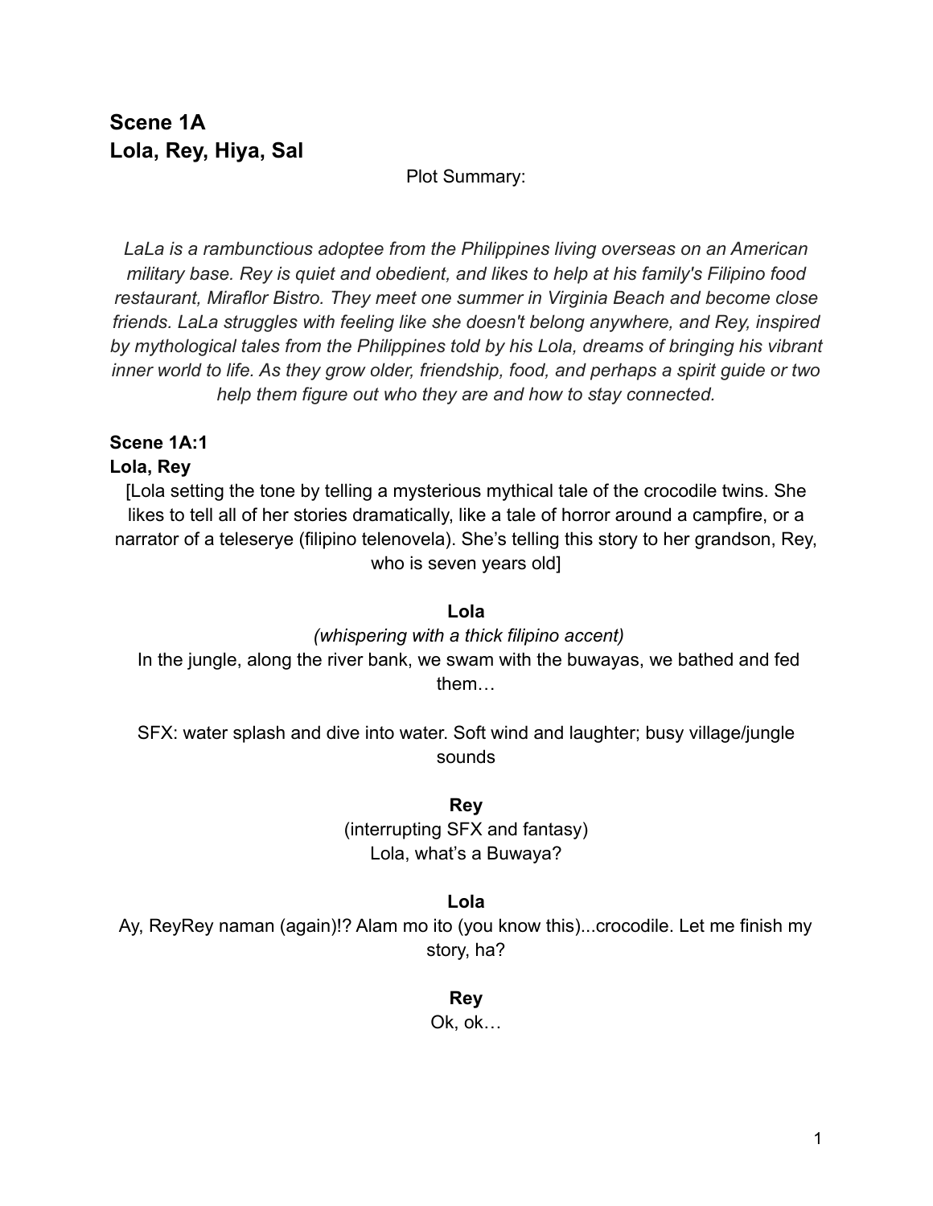## Scene 1A
## Lola, Rey, Hiya, Sal

Plot Summary:

*LaLa is a rambunctious adoptee from the Philippines living overseas on an American military base. Rey is quiet and obedient, and likes to help at his family's Filipino food restaurant, Miraflor Bistro. They meet one summer in Virginia Beach and become close friends. LaLa struggles with feeling like she doesn't belong anywhere, and Rey, inspired by mythological tales from the Philippines told by his Lola, dreams of bringing his vibrant inner world to life. As they grow older, friendship, food, and perhaps a spirit guide or two help them figure out who they are and how to stay connected.*

### Scene 1A:1
### Lola, Rey

[Lola setting the tone by telling a mysterious mythical tale of the crocodile twins. She likes to tell all of her stories dramatically, like a tale of horror around a campfire, or a narrator of a teleserye (filipino telenovela). She's telling this story to her grandson, Rey, who is seven years old]

**Lola**

*(whispering with a thick filipino accent)*

In the jungle, along the river bank, we swam with the buwayas, we bathed and fed them…

SFX: water splash and dive into water. Soft wind and laughter; busy village/jungle sounds

**Rey**

(interrupting SFX and fantasy)

Lola, what's a Buwaya?

**Lola**

Ay, ReyRey naman (again)!? Alam mo ito (you know this)...crocodile. Let me finish my story, ha?

**Rey**

Ok, ok…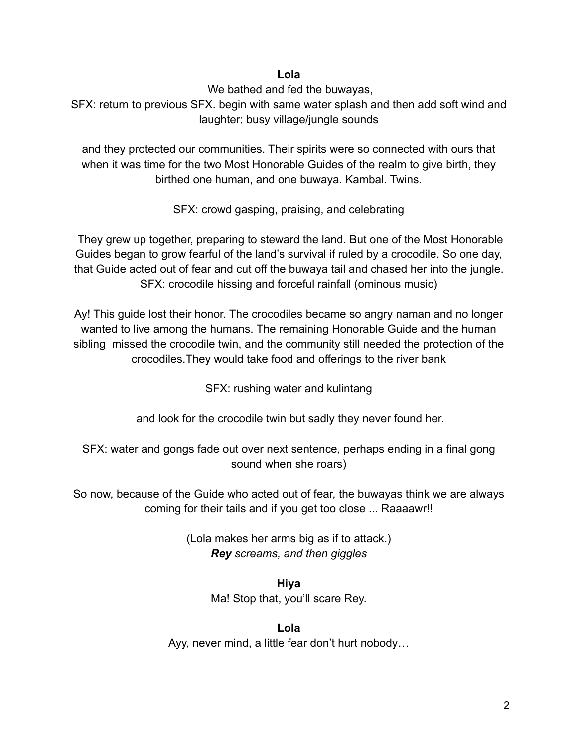**Lola**

We bathed and fed the buwayas,

SFX: return to previous SFX. begin with same water splash and then add soft wind and laughter; busy village/jungle sounds

and they protected our communities. Their spirits were so connected with ours that when it was time for the two Most Honorable Guides of the realm to give birth, they birthed one human, and one buwaya. Kambal. Twins.

SFX: crowd gasping, praising, and celebrating

They grew up together, preparing to steward the land. But one of the Most Honorable Guides began to grow fearful of the land's survival if ruled by a crocodile. So one day, that Guide acted out of fear and cut off the buwaya tail and chased her into the jungle.

SFX: crocodile hissing and forceful rainfall (ominous music)

Ay! This guide lost their honor. The crocodiles became so angry naman and no longer wanted to live among the humans. The remaining Honorable Guide and the human sibling missed the crocodile twin, and the community still needed the protection of the crocodiles.They would take food and offerings to the river bank

SFX: rushing water and kulintang

and look for the crocodile twin but sadly they never found her.

SFX: water and gongs fade out over next sentence, perhaps ending in a final gong sound when she roars)

So now, because of the Guide who acted out of fear, the buwayas think we are always coming for their tails and if you get too close ... Raaaawr!!

(Lola makes her arms big as if to attack.)

***Rey*** *screams, and then giggles*

**Hiya**

Ma! Stop that, you'll scare Rey.

**Lola**

Ayy, never mind, a little fear don't hurt nobody…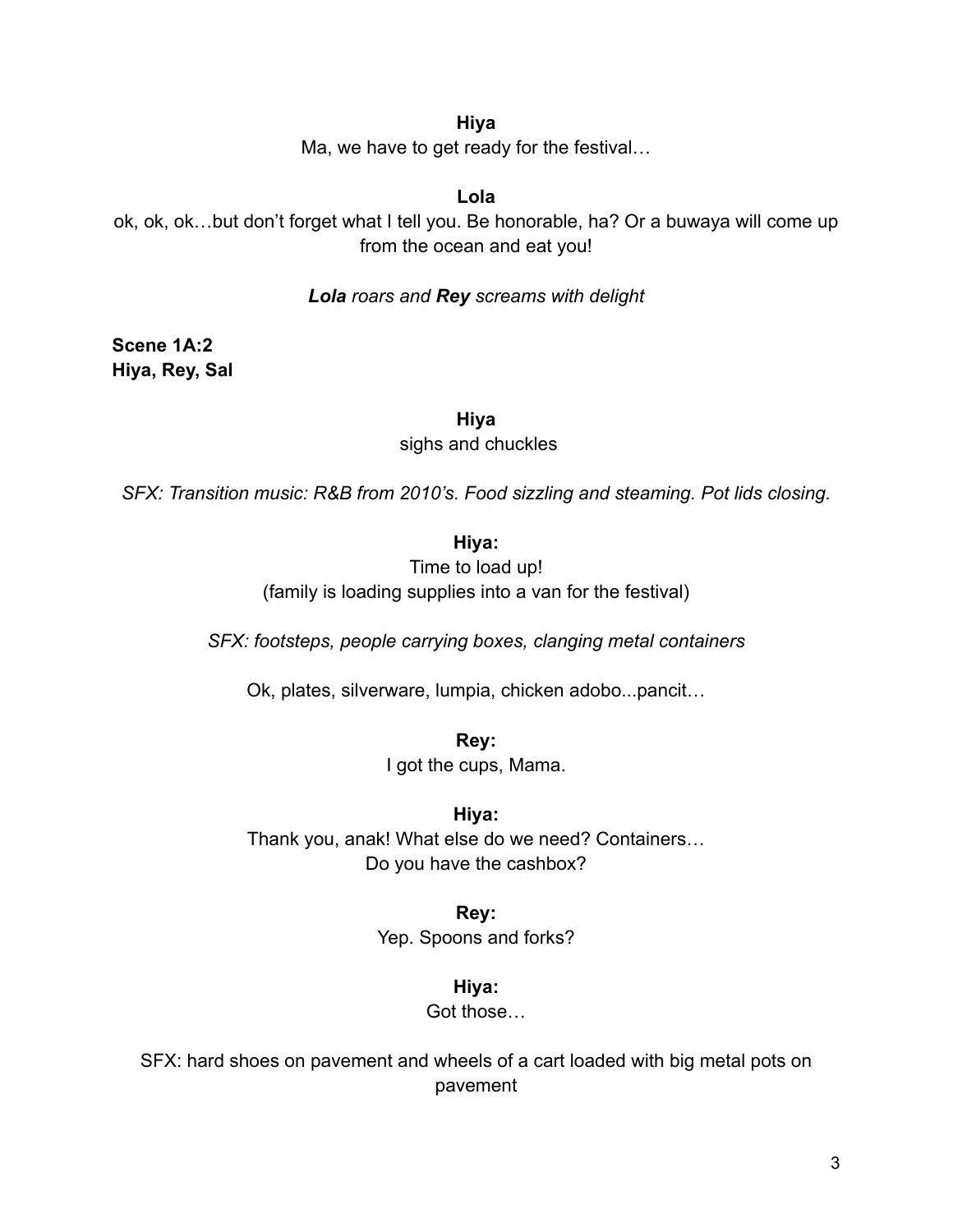**Hiya**

Ma, we have to get ready for the festival…

**Lola**

ok, ok, ok…but don't forget what I tell you. Be honorable, ha? Or a buwaya will come up from the ocean and eat you!

***Lola*** *roars and* ***Rey*** *screams with delight*

**Scene 1A:2**
**Hiya, Rey, Sal**

**Hiya**

sighs and chuckles

*SFX: Transition music: R&B from 2010's. Food sizzling and steaming. Pot lids closing.*

**Hiya:**

Time to load up!
(family is loading supplies into a van for the festival)

*SFX: footsteps, people carrying boxes, clanging metal containers*

Ok, plates, silverware, lumpia, chicken adobo...pancit…

**Rey:**

I got the cups, Mama.

**Hiya:**

Thank you, anak! What else do we need? Containers…
Do you have the cashbox?

**Rey:**

Yep. Spoons and forks?

**Hiya:**

Got those…

SFX: hard shoes on pavement and wheels of a cart loaded with big metal pots on pavement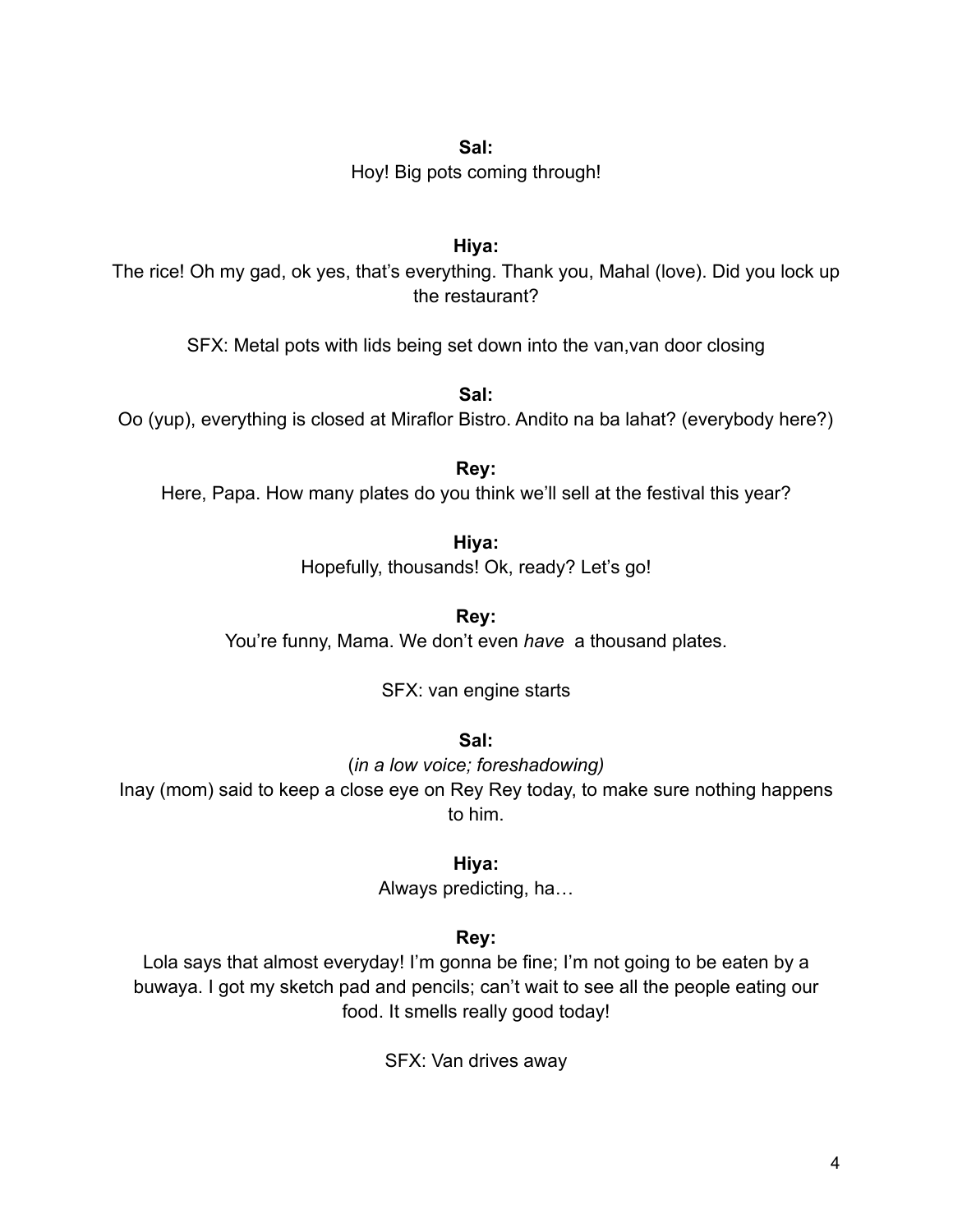**Sal:**

Hoy! Big pots coming through!

**Hiya:**

The rice! Oh my gad, ok yes, that's everything. Thank you, Mahal (love). Did you lock up the restaurant?

SFX: Metal pots with lids being set down into the van,van door closing

**Sal:**

Oo (yup), everything is closed at Miraflor Bistro. Andito na ba lahat? (everybody here?)

**Rey:**

Here, Papa. How many plates do you think we'll sell at the festival this year?

**Hiya:**

Hopefully, thousands! Ok, ready? Let's go!

**Rey:**

You're funny, Mama. We don't even *have* a thousand plates.

SFX: van engine starts

**Sal:**

(*in a low voice; foreshadowing)*

Inay (mom) said to keep a close eye on Rey Rey today, to make sure nothing happens to him.

**Hiya:**

Always predicting, ha…

**Rey:**

Lola says that almost everyday! I'm gonna be fine; I'm not going to be eaten by a buwaya. I got my sketch pad and pencils; can't wait to see all the people eating our food. It smells really good today!

SFX: Van drives away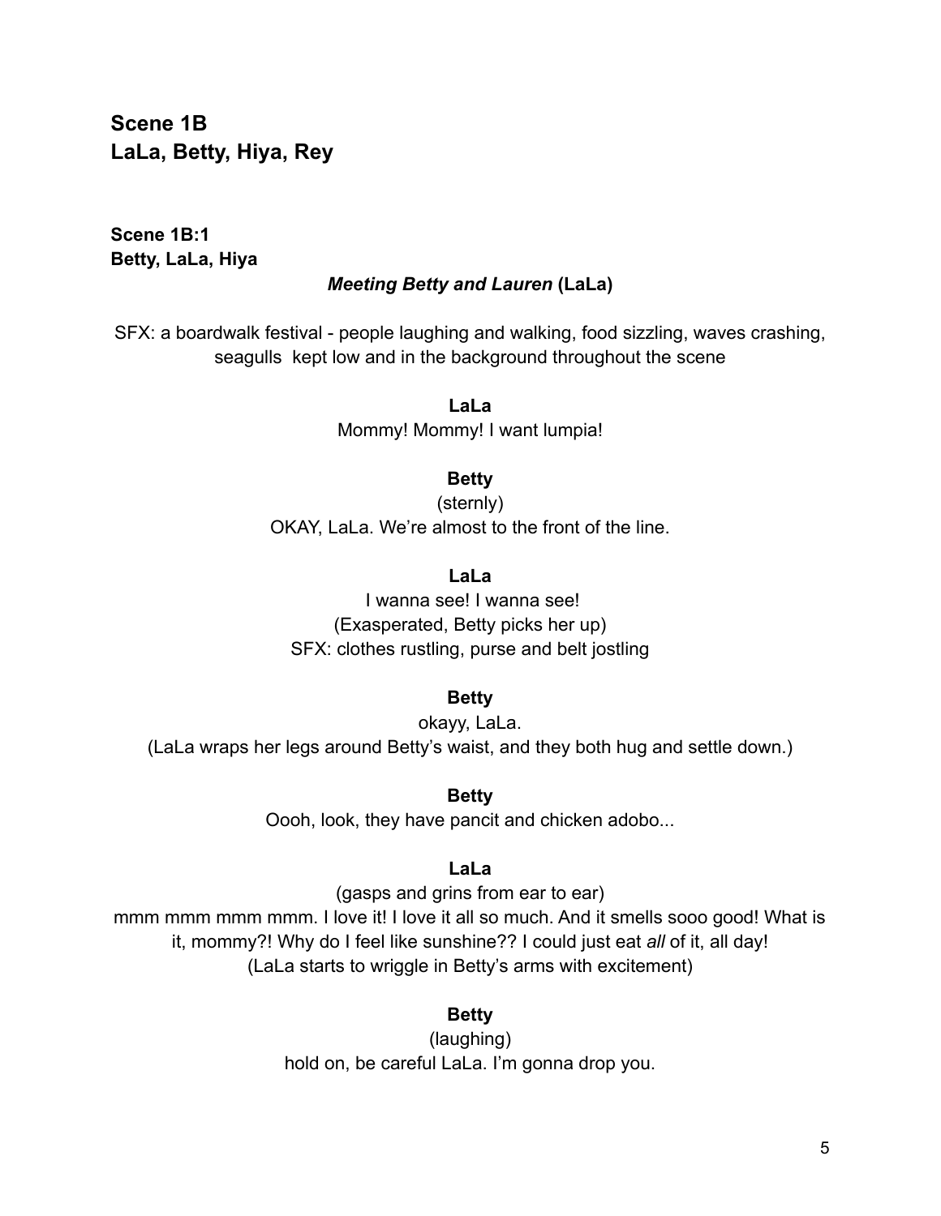## Scene 1B
## LaLa, Betty, Hiya, Rey

### Scene 1B:1
### Betty, LaLa, Hiya

***Meeting Betty and Lauren*** **(LaLa)**

SFX: a boardwalk festival - people laughing and walking, food sizzling, waves crashing, seagulls  kept low and in the background throughout the scene

**LaLa**

Mommy! Mommy! I want lumpia!

**Betty**

(sternly)

OKAY, LaLa. We're almost to the front of the line.

**LaLa**

I wanna see! I wanna see!

(Exasperated, Betty picks her up)

SFX: clothes rustling, purse and belt jostling

**Betty**

okayy, LaLa.

(LaLa wraps her legs around Betty's waist, and they both hug and settle down.)

**Betty**

Oooh, look, they have pancit and chicken adobo...

**LaLa**

(gasps and grins from ear to ear)

mmm mmm mmm mmm. I love it! I love it all so much. And it smells sooo good! What is it, mommy?! Why do I feel like sunshine?? I could just eat *all* of it, all day!

(LaLa starts to wriggle in Betty's arms with excitement)

**Betty**

(laughing)

hold on, be careful LaLa. I'm gonna drop you.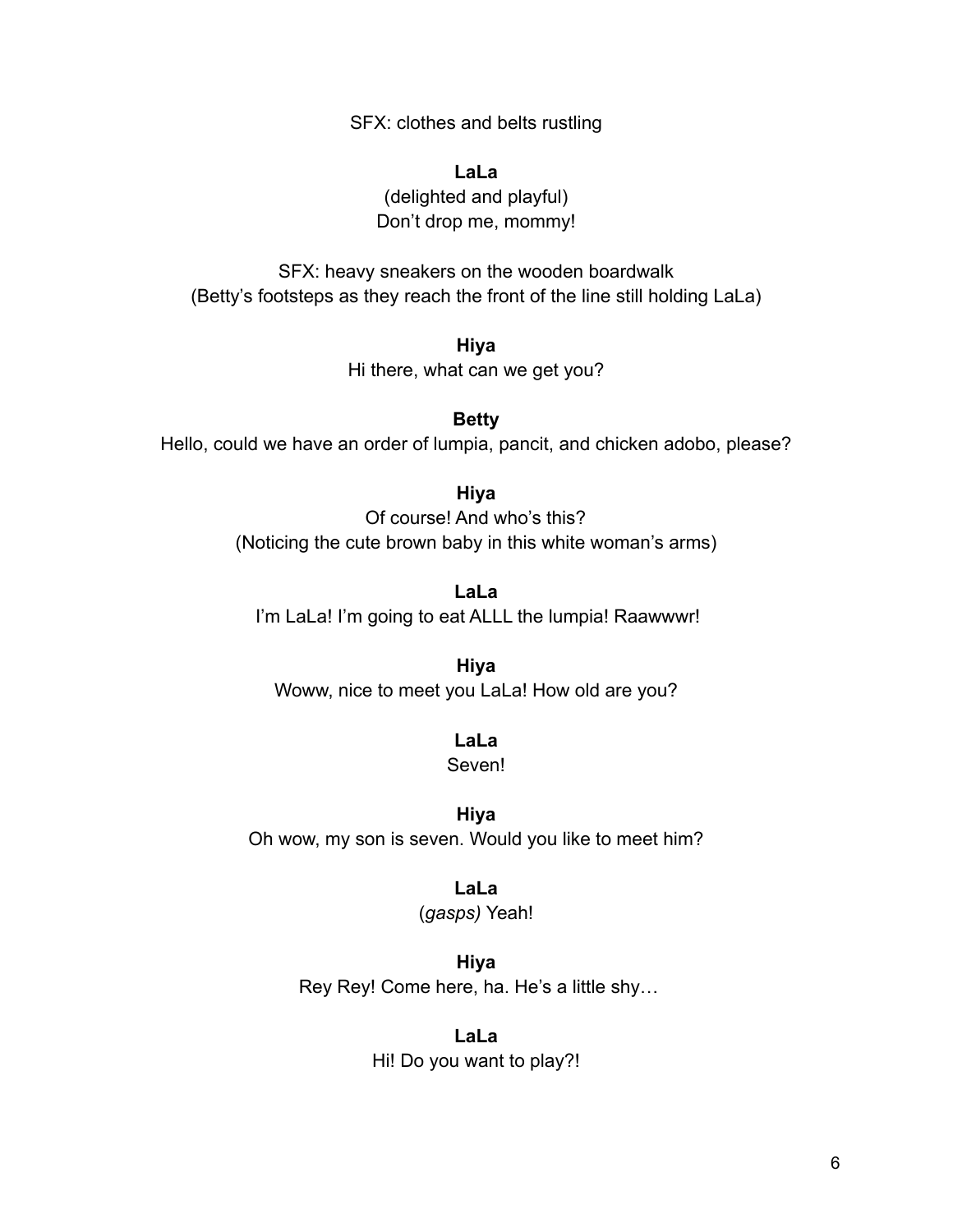SFX: clothes and belts rustling

**LaLa**

(delighted and playful)

Don't drop me, mommy!

SFX: heavy sneakers on the wooden boardwalk

(Betty's footsteps as they reach the front of the line still holding LaLa)

**Hiya**

Hi there, what can we get you?

**Betty**

Hello, could we have an order of lumpia, pancit, and chicken adobo, please?

**Hiya**

Of course! And who's this?

(Noticing the cute brown baby in this white woman's arms)

**LaLa**

I'm LaLa! I'm going to eat ALLL the lumpia! Raawwwr!

**Hiya**

Woww, nice to meet you LaLa! How old are you?

**LaLa**

Seven!

**Hiya**

Oh wow, my son is seven. Would you like to meet him?

**LaLa**

(*gasps)* Yeah!

**Hiya**

Rey Rey! Come here, ha. He's a little shy…

**LaLa**

Hi! Do you want to play?!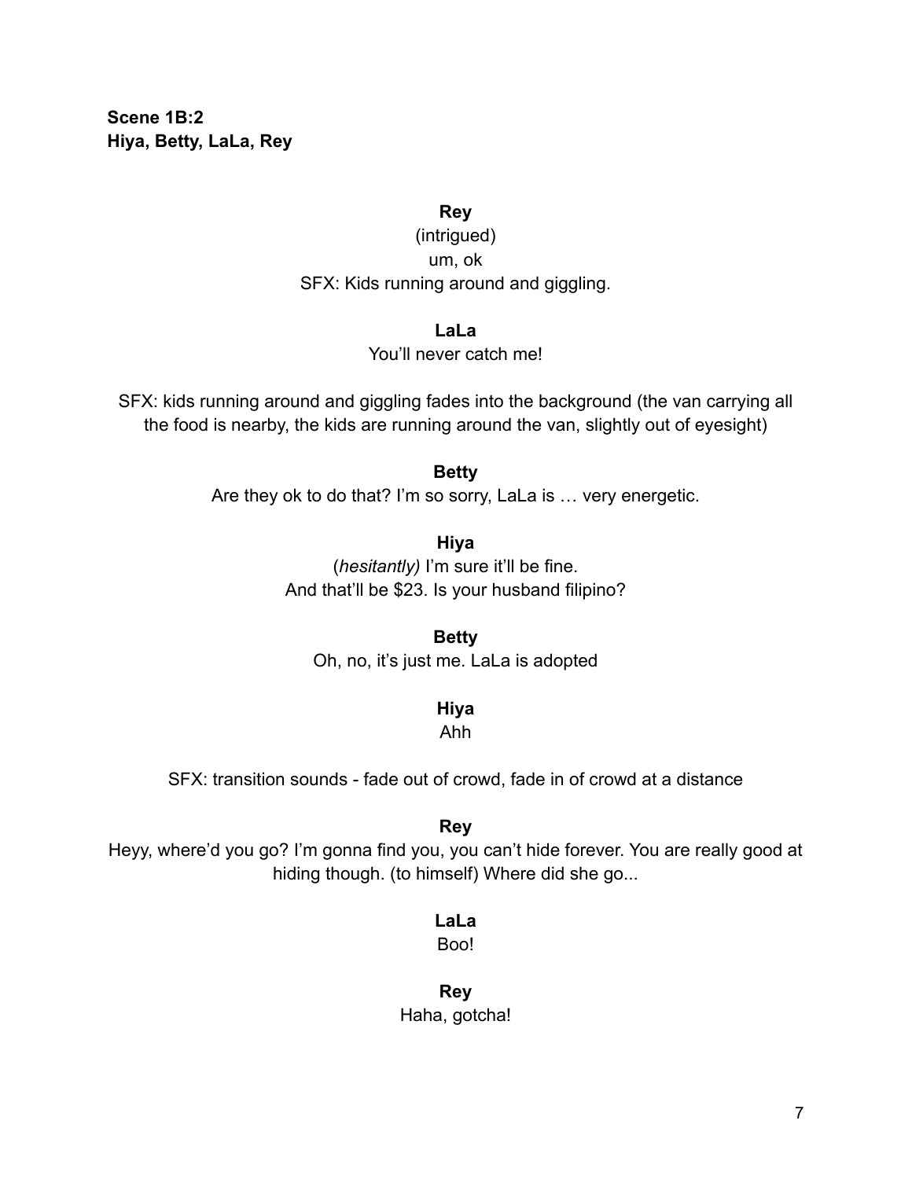**Scene 1B:2**
**Hiya, Betty, LaLa, Rey**

**Rey**
(intrigued)
um, ok
SFX: Kids running around and giggling.

**LaLa**
You'll never catch me!

SFX: kids running around and giggling fades into the background (the van carrying all the food is nearby, the kids are running around the van, slightly out of eyesight)

**Betty**
Are they ok to do that? I'm so sorry, LaLa is … very energetic.

**Hiya**
(*hesitantly)* I'm sure it'll be fine.
And that'll be $23. Is your husband filipino?

**Betty**
Oh, no, it's just me. LaLa is adopted

**Hiya**
Ahh

SFX: transition sounds - fade out of crowd, fade in of crowd at a distance

**Rey**
Heyy, where'd you go? I'm gonna find you, you can't hide forever. You are really good at hiding though. (to himself) Where did she go...

**LaLa**
Boo!

**Rey**
Haha, gotcha!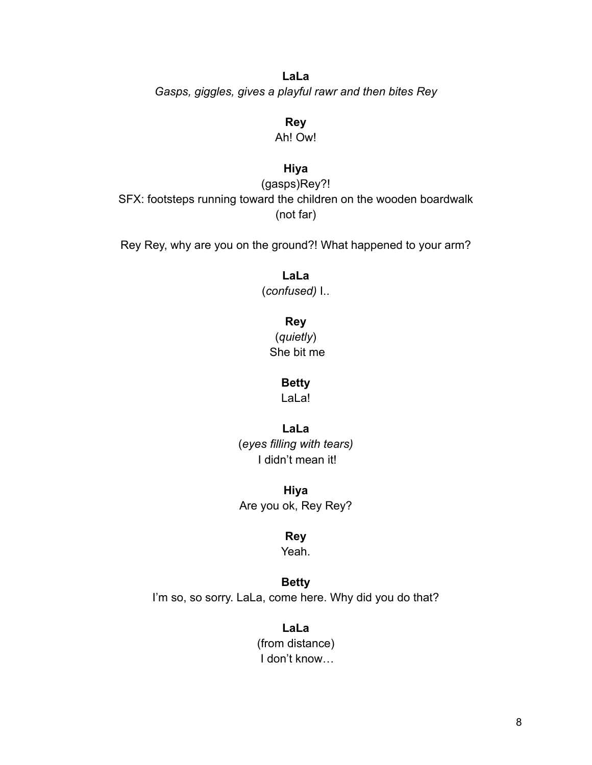**LaLa**

*Gasps, giggles, gives a playful rawr and then bites Rey*

**Rey**

Ah! Ow!

**Hiya**

(gasps)Rey?!

SFX: footsteps running toward the children on the wooden boardwalk (not far)

Rey Rey, why are you on the ground?! What happened to your arm?

**LaLa**

(*confused)* I..

**Rey**

(*quietly*)

She bit me

**Betty**

LaLa!

**LaLa**

(*eyes filling with tears)*

I didn't mean it!

**Hiya**

Are you ok, Rey Rey?

**Rey**

Yeah.

**Betty**

I'm so, so sorry. LaLa, come here. Why did you do that?

**LaLa**

(from distance)

I don't know…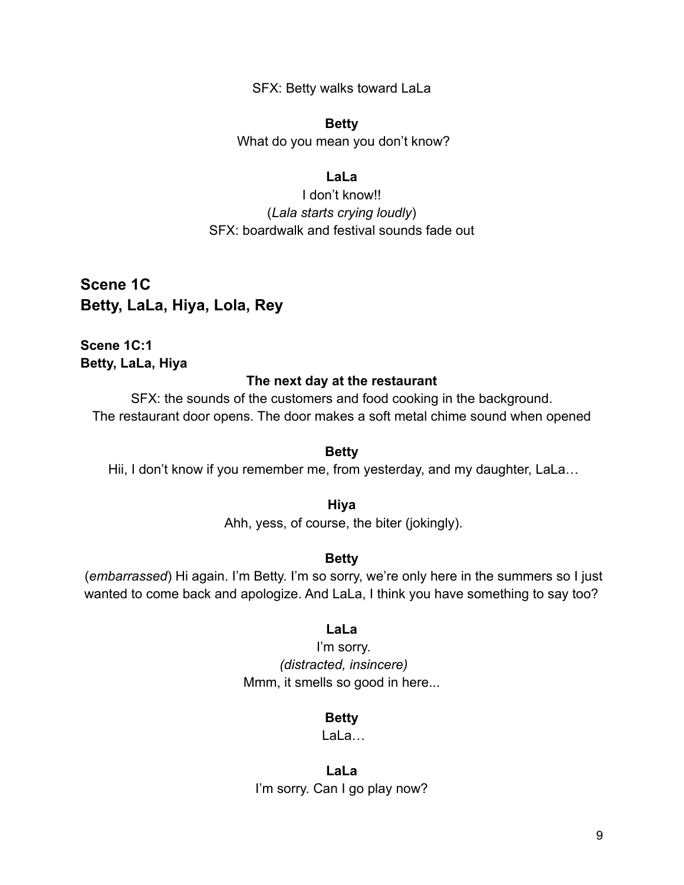SFX: Betty walks toward LaLa

**Betty**

What do you mean you don't know?

**LaLa**

I don't know!!

(*Lala starts crying loudly*)

SFX: boardwalk and festival sounds fade out

## Scene 1C
## Betty, LaLa, Hiya, Lola, Rey

### Scene 1C:1
### Betty, LaLa, Hiya

**The next day at the restaurant**

SFX: the sounds of the customers and food cooking in the background.
The restaurant door opens. The door makes a soft metal chime sound when opened

**Betty**

Hii, I don't know if you remember me, from yesterday, and my daughter, LaLa…

**Hiya**

Ahh, yess, of course, the biter (jokingly).

**Betty**

(*embarrassed*) Hi again. I'm Betty. I'm so sorry, we're only here in the summers so I just wanted to come back and apologize. And LaLa, I think you have something to say too?

**LaLa**

I'm sorry.

*(distracted, insincere)*

Mmm, it smells so good in here...

**Betty**

LaLa…

**LaLa**

I'm sorry. Can I go play now?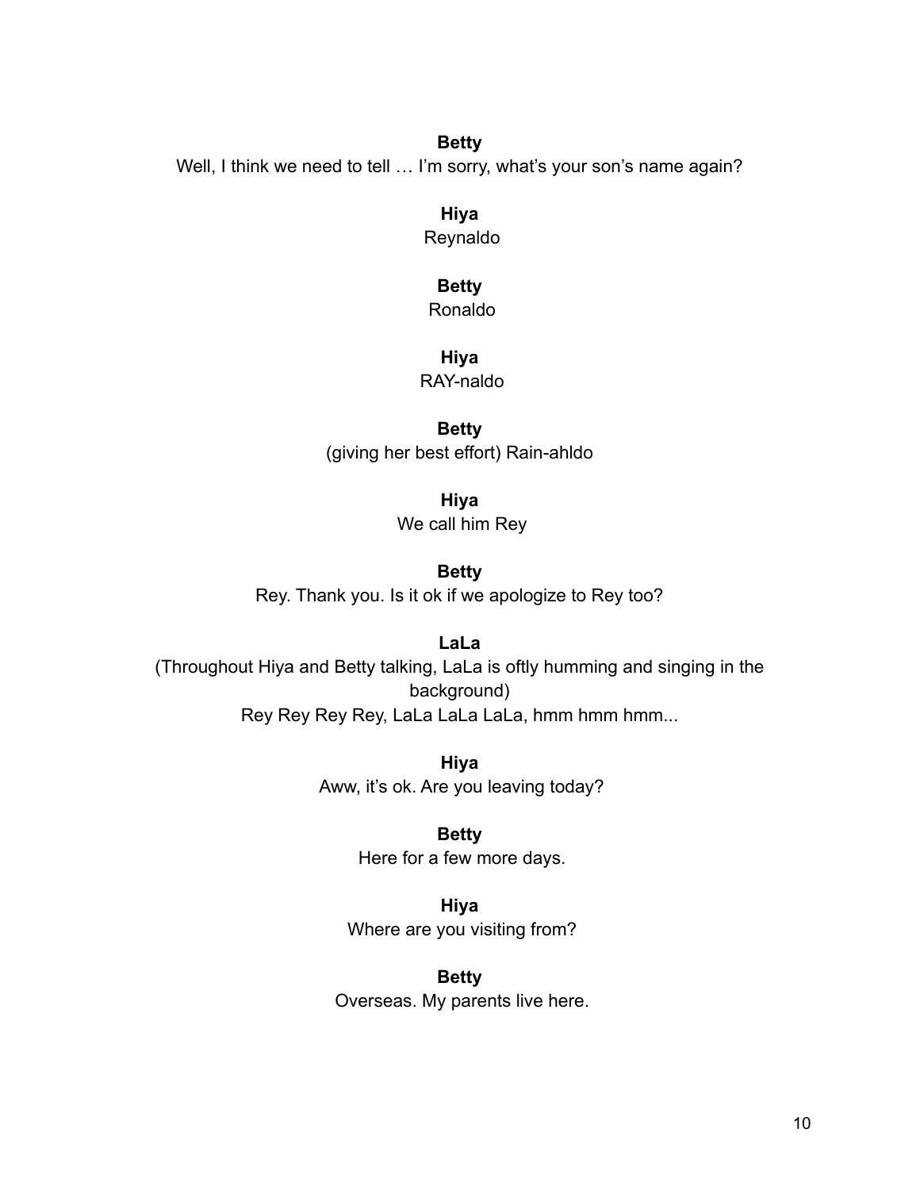**Betty**

Well, I think we need to tell … I'm sorry, what's your son's name again?

**Hiya**

Reynaldo

**Betty**

Ronaldo

**Hiya**

RAY-naldo

**Betty**

(giving her best effort) Rain-ahldo

**Hiya**

We call him Rey

**Betty**

Rey. Thank you. Is it ok if we apologize to Rey too?

**LaLa**

(Throughout Hiya and Betty talking, LaLa is oftly humming and singing in the background)

Rey Rey Rey Rey, LaLa LaLa LaLa, hmm hmm hmm...

**Hiya**

Aww, it's ok. Are you leaving today?

**Betty**

Here for a few more days.

**Hiya**

Where are you visiting from?

**Betty**

Overseas. My parents live here.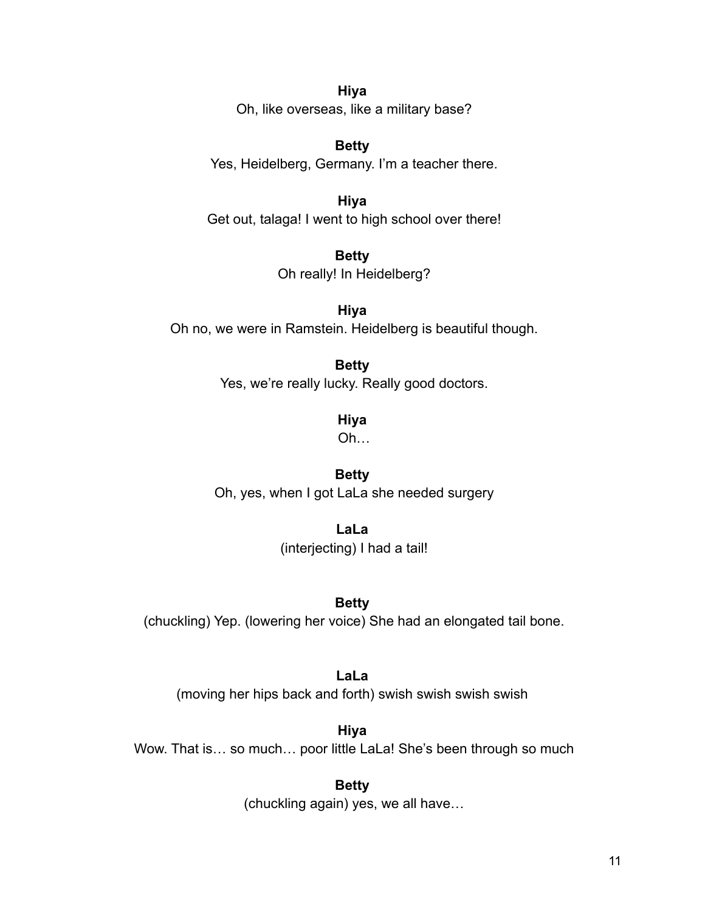**Hiya**
Oh, like overseas, like a military base?

**Betty**
Yes, Heidelberg, Germany. I'm a teacher there.

**Hiya**
Get out, talaga! I went to high school over there!

**Betty**
Oh really! In Heidelberg?

**Hiya**
Oh no, we were in Ramstein. Heidelberg is beautiful though.

**Betty**
Yes, we're really lucky. Really good doctors.

**Hiya**
Oh…

**Betty**
Oh, yes, when I got LaLa she needed surgery

**LaLa**
(interjecting) I had a tail!

**Betty**
(chuckling) Yep. (lowering her voice) She had an elongated tail bone.

**LaLa**
(moving her hips back and forth) swish swish swish swish

**Hiya**
Wow. That is… so much… poor little LaLa! She's been through so much

**Betty**
(chuckling again) yes, we all have…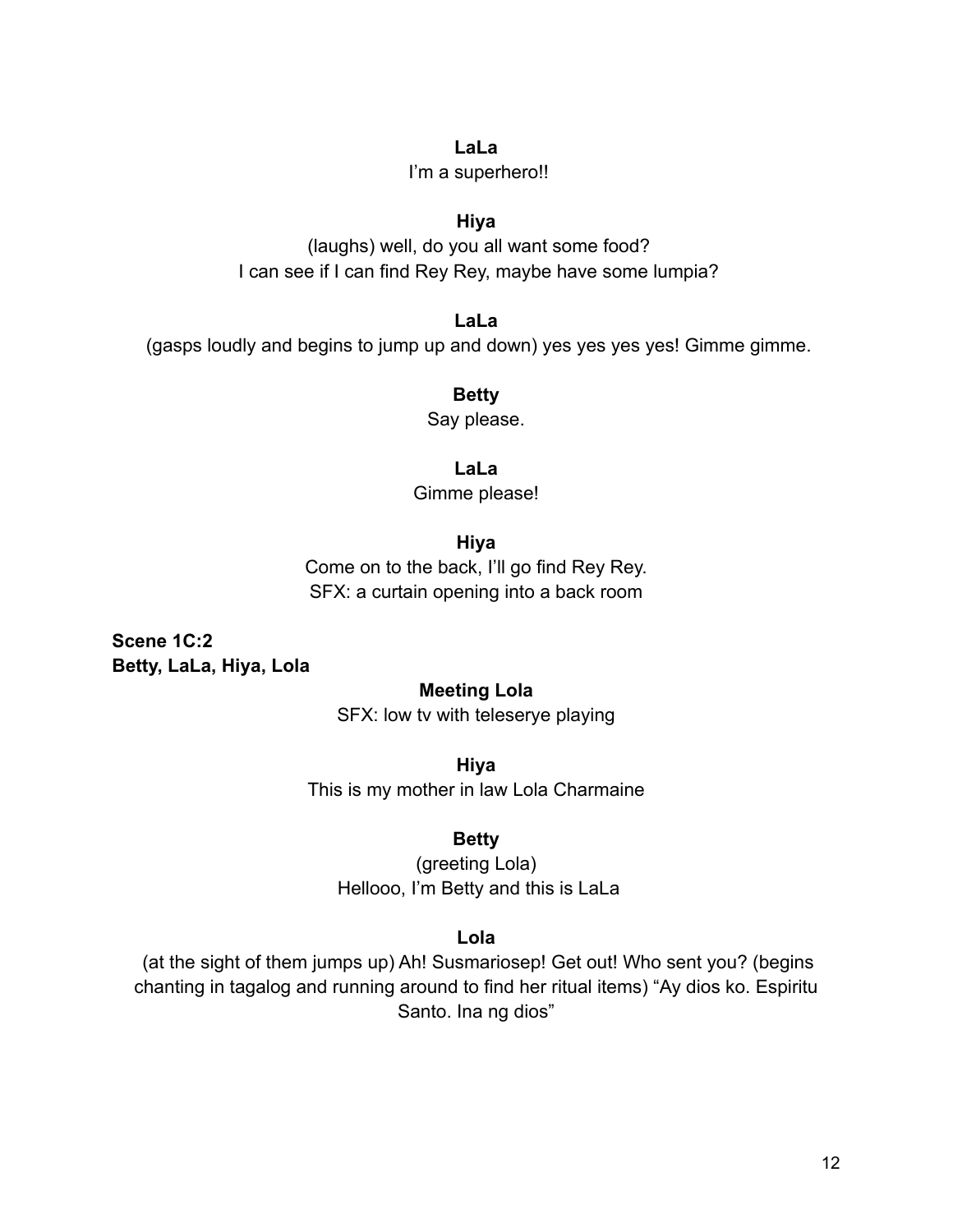**LaLa**
I'm a superhero!!

**Hiya**
(laughs) well, do you all want some food?
I can see if I can find Rey Rey, maybe have some lumpia?

**LaLa**
(gasps loudly and begins to jump up and down) yes yes yes yes! Gimme gimme.

**Betty**
Say please.

**LaLa**
Gimme please!

**Hiya**
Come on to the back, I'll go find Rey Rey.
SFX: a curtain opening into a back room

**Scene 1C:2**
**Betty, LaLa, Hiya, Lola**

**Meeting Lola**
SFX: low tv with teleserye playing

**Hiya**
This is my mother in law Lola Charmaine

**Betty**
(greeting Lola)
Hellooo, I'm Betty and this is LaLa

**Lola**
(at the sight of them jumps up) Ah! Susmariosep! Get out! Who sent you? (begins chanting in tagalog and running around to find her ritual items) "Ay dios ko. Espiritu Santo. Ina ng dios"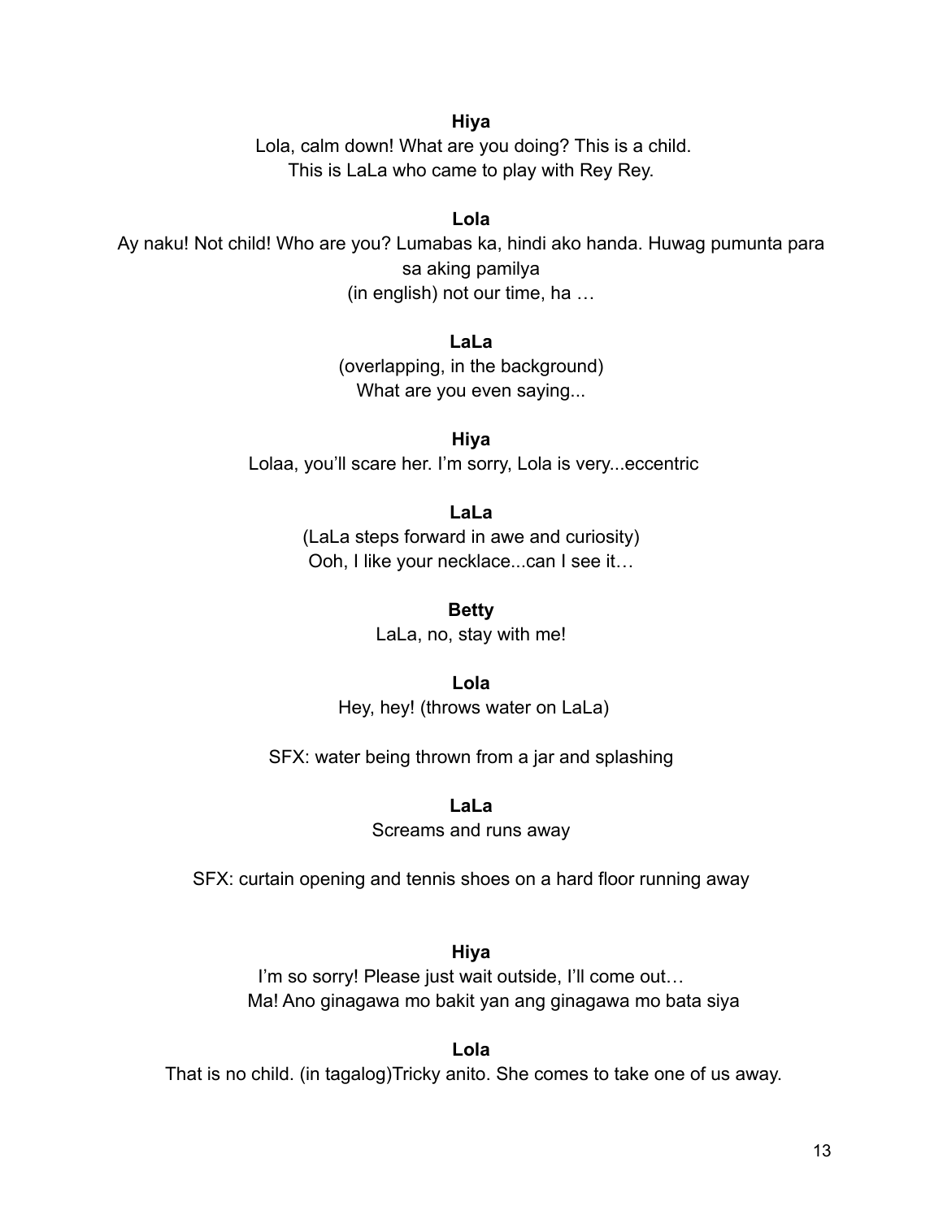**Hiya**

Lola, calm down! What are you doing? This is a child.
This is LaLa who came to play with Rey Rey.

**Lola**

Ay naku! Not child! Who are you? Lumabas ka, hindi ako handa. Huwag pumunta para sa aking pamilya
(in english) not our time, ha …

**LaLa**

(overlapping, in the background)
What are you even saying...

**Hiya**

Lolaa, you'll scare her. I'm sorry, Lola is very...eccentric

**LaLa**

(LaLa steps forward in awe and curiosity)
Ooh, I like your necklace...can I see it…

**Betty**

LaLa, no, stay with me!

**Lola**

Hey, hey! (throws water on LaLa)

SFX: water being thrown from a jar and splashing

**LaLa**

Screams and runs away

SFX: curtain opening and tennis shoes on a hard floor running away

**Hiya**

I'm so sorry! Please just wait outside, I'll come out…
Ma! Ano ginagawa mo bakit yan ang ginagawa mo bata siya

**Lola**

That is no child. (in tagalog)Tricky anito. She comes to take one of us away.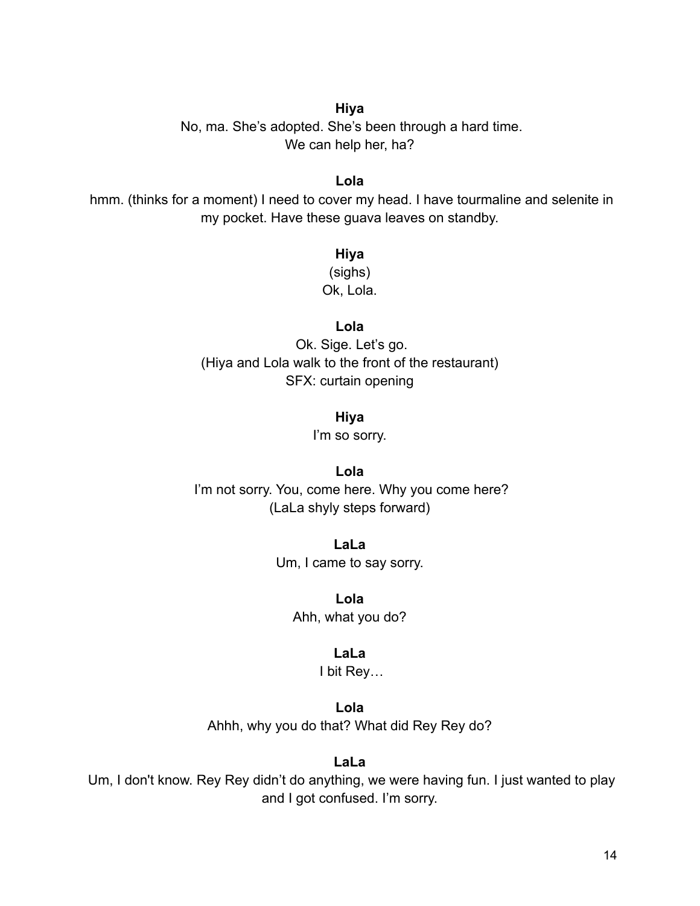**Hiya**

No, ma. She's adopted. She's been through a hard time.
We can help her, ha?

**Lola**

hmm. (thinks for a moment) I need to cover my head. I have tourmaline and selenite in my pocket. Have these guava leaves on standby.

**Hiya**

(sighs)
Ok, Lola.

**Lola**

Ok. Sige. Let's go.
(Hiya and Lola walk to the front of the restaurant)
SFX: curtain opening

**Hiya**

I'm so sorry.

**Lola**

I'm not sorry. You, come here. Why you come here?
(LaLa shyly steps forward)

**LaLa**

Um, I came to say sorry.

**Lola**

Ahh, what you do?

**LaLa**

I bit Rey…

**Lola**

Ahhh, why you do that? What did Rey Rey do?

**LaLa**

Um, I don't know. Rey Rey didn't do anything, we were having fun. I just wanted to play and I got confused. I'm sorry.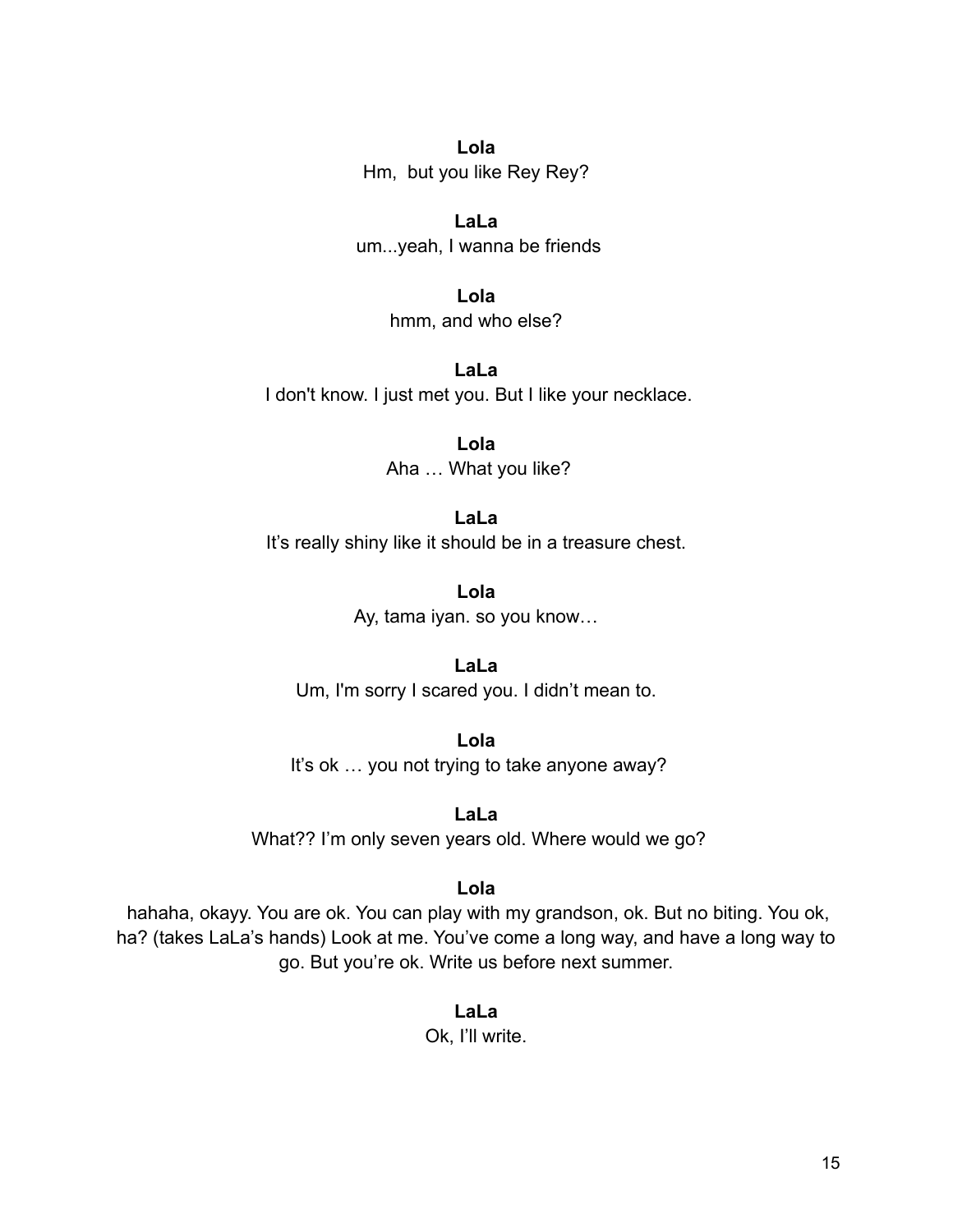**Lola**

Hm,  but you like Rey Rey?

**LaLa**

um...yeah, I wanna be friends

**Lola**

hmm, and who else?

**LaLa**

I don't know. I just met you. But I like your necklace.

**Lola**

Aha … What you like?

**LaLa**

It's really shiny like it should be in a treasure chest.

**Lola**

Ay, tama iyan. so you know…

**LaLa**

Um, I'm sorry I scared you. I didn't mean to.

**Lola**

It's ok … you not trying to take anyone away?

**LaLa**

What?? I'm only seven years old. Where would we go?

**Lola**

hahaha, okayy. You are ok. You can play with my grandson, ok. But no biting. You ok, ha? (takes LaLa's hands) Look at me. You've come a long way, and have a long way to go. But you're ok. Write us before next summer.

**LaLa**

Ok, I'll write.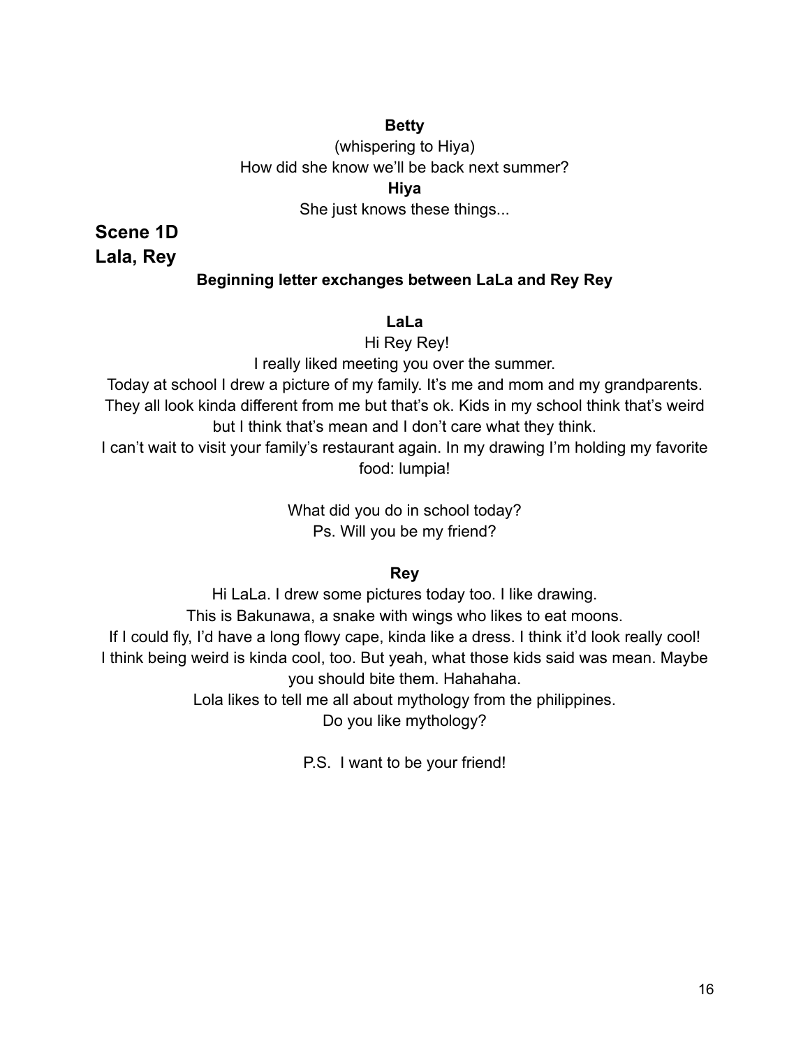**Betty**

(whispering to Hiya)

How did she know we'll be back next summer?

**Hiya**

She just knows these things...

## Scene 1D
## Lala, Rey

**Beginning letter exchanges between LaLa and Rey Rey**

**LaLa**

Hi Rey Rey!

I really liked meeting you over the summer.

Today at school I drew a picture of my family. It's me and mom and my grandparents. They all look kinda different from me but that's ok. Kids in my school think that's weird but I think that's mean and I don't care what they think.

I can't wait to visit your family's restaurant again. In my drawing I'm holding my favorite food: lumpia!

What did you do in school today?

Ps. Will you be my friend?

**Rey**

Hi LaLa. I drew some pictures today too. I like drawing.

This is Bakunawa, a snake with wings who likes to eat moons.

If I could fly, I'd have a long flowy cape, kinda like a dress. I think it'd look really cool!

I think being weird is kinda cool, too. But yeah, what those kids said was mean. Maybe you should bite them. Hahahaha.

Lola likes to tell me all about mythology from the philippines.

Do you like mythology?

P.S. I want to be your friend!